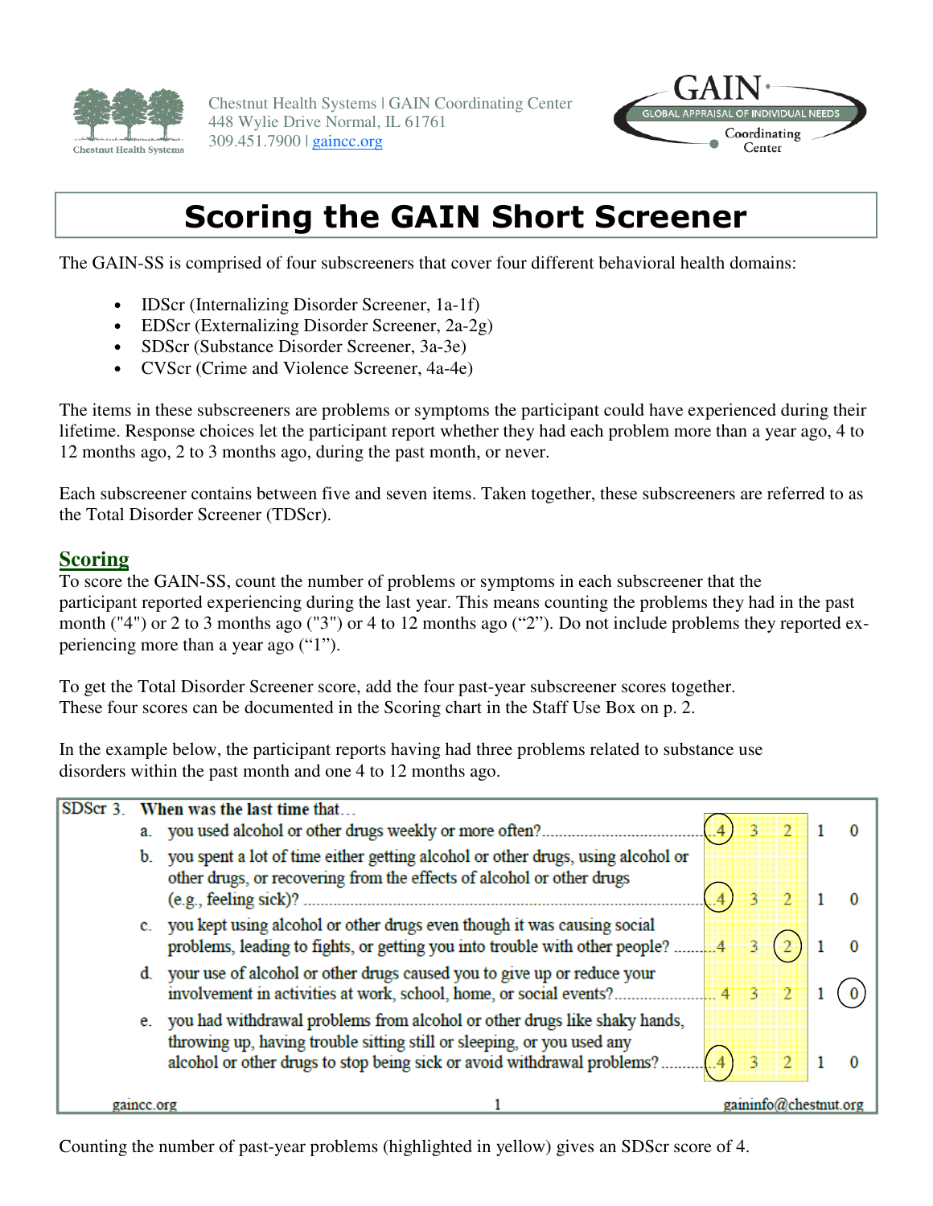Chestnut Health Systems | GAIN Coordinating Center
448 Wylie Drive Normal, IL 61761
309.451.7900 | gaincc.org

# Scoring the GAIN Short Screener

The GAIN-SS is comprised of four subscreeners that cover four different behavioral health domains:

- IDScr (Internalizing Disorder Screener, 1a-1f)
- EDScr (Externalizing Disorder Screener, 2a-2g)
- SDScr (Substance Disorder Screener, 3a-3e)
- CVScr (Crime and Violence Screener, 4a-4e)

The items in these subscreeners are problems or symptoms the participant could have experienced during their lifetime. Response choices let the participant report whether they had each problem more than a year ago, 4 to 12 months ago, 2 to 3 months ago, during the past month, or never.

Each subscreener contains between five and seven items. Taken together, these subscreeners are referred to as the Total Disorder Screener (TDScr).

## Scoring

To score the GAIN-SS, count the number of problems or symptoms in each subscreener that the participant reported experiencing during the last year. This means counting the problems they had in the past month ("4") or 2 to 3 months ago ("3") or 4 to 12 months ago ("2"). Do not include problems they reported experiencing more than a year ago ("1").

To get the Total Disorder Screener score, add the four past-year subscreener scores together. These four scores can be documented in the Scoring chart in the Staff Use Box on p. 2.

In the example below, the participant reports having had three problems related to substance use disorders within the past month and one 4 to 12 months ago.

| SDScr 3. When was the last time that… | 4 | 3 | 2 | 1 | 0 |
|---|---|---|---|---|---|
| a. you used alcohol or other drugs weekly or more often? | (4) | 3 | 2 | 1 | 0 |
| b. you spent a lot of time either getting alcohol or other drugs, using alcohol or other drugs, or recovering from the effects of alcohol or other drugs (e.g., feeling sick)? | (4) | 3 | 2 | 1 | 0 |
| c. you kept using alcohol or other drugs even though it was causing social problems, leading to fights, or getting you into trouble with other people? | 4 | 3 | (2) | 1 | 0 |
| d. your use of alcohol or other drugs caused you to give up or reduce your involvement in activities at work, school, home, or social events? | 4 | 3 | 2 | 1 | (0) |
| e. you had withdrawal problems from alcohol or other drugs like shaky hands, throwing up, having trouble sitting still or sleeping, or you used any alcohol or other drugs to stop being sick or avoid withdrawal problems? | (4) | 3 | 2 | 1 | 0 |

gaincc.org | gaininfo@chestnut.org

Counting the number of past-year problems (highlighted in yellow) gives an SDScr score of 4.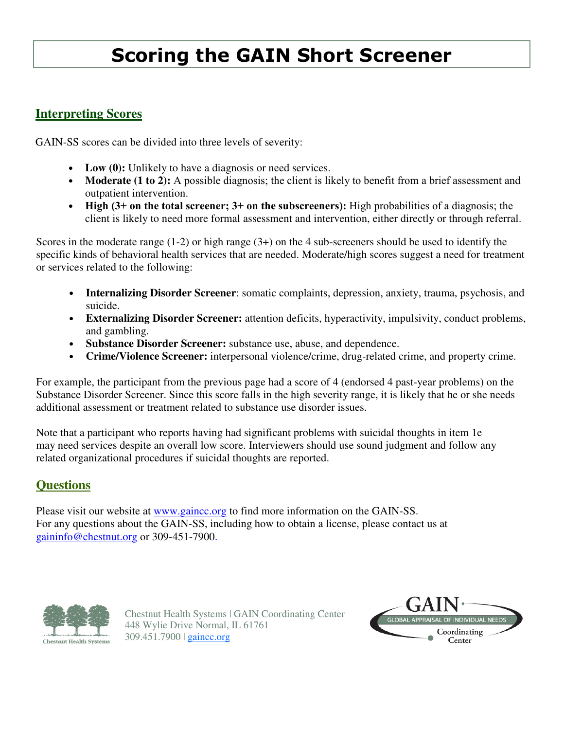# Scoring the GAIN Short Screener

## Interpreting Scores

GAIN-SS scores can be divided into three levels of severity:

- **Low (0):** Unlikely to have a diagnosis or need services.
- **Moderate (1 to 2):** A possible diagnosis; the client is likely to benefit from a brief assessment and outpatient intervention.
- **High (3+ on the total screener; 3+ on the subscreeners):** High probabilities of a diagnosis; the client is likely to need more formal assessment and intervention, either directly or through referral.

Scores in the moderate range (1-2) or high range (3+) on the 4 sub-screeners should be used to identify the specific kinds of behavioral health services that are needed. Moderate/high scores suggest a need for treatment or services related to the following:

- **Internalizing Disorder Screener**: somatic complaints, depression, anxiety, trauma, psychosis, and suicide.
- **Externalizing Disorder Screener:** attention deficits, hyperactivity, impulsivity, conduct problems, and gambling.
- **Substance Disorder Screener:** substance use, abuse, and dependence.
- **Crime/Violence Screener:** interpersonal violence/crime, drug-related crime, and property crime.

For example, the participant from the previous page had a score of 4 (endorsed 4 past-year problems) on the Substance Disorder Screener. Since this score falls in the high severity range, it is likely that he or she needs additional assessment or treatment related to substance use disorder issues.

Note that a participant who reports having had significant problems with suicidal thoughts in item 1e may need services despite an overall low score. Interviewers should use sound judgment and follow any related organizational procedures if suicidal thoughts are reported.

## Questions

Please visit our website at www.gaincc.org to find more information on the GAIN-SS.
For any questions about the GAIN-SS, including how to obtain a license, please contact us at gaininfo@chestnut.org or 309-451-7900.

Chestnut Health Systems | GAIN Coordinating Center
448 Wylie Drive Normal, IL 61761
309.451.7900 | gaincc.org